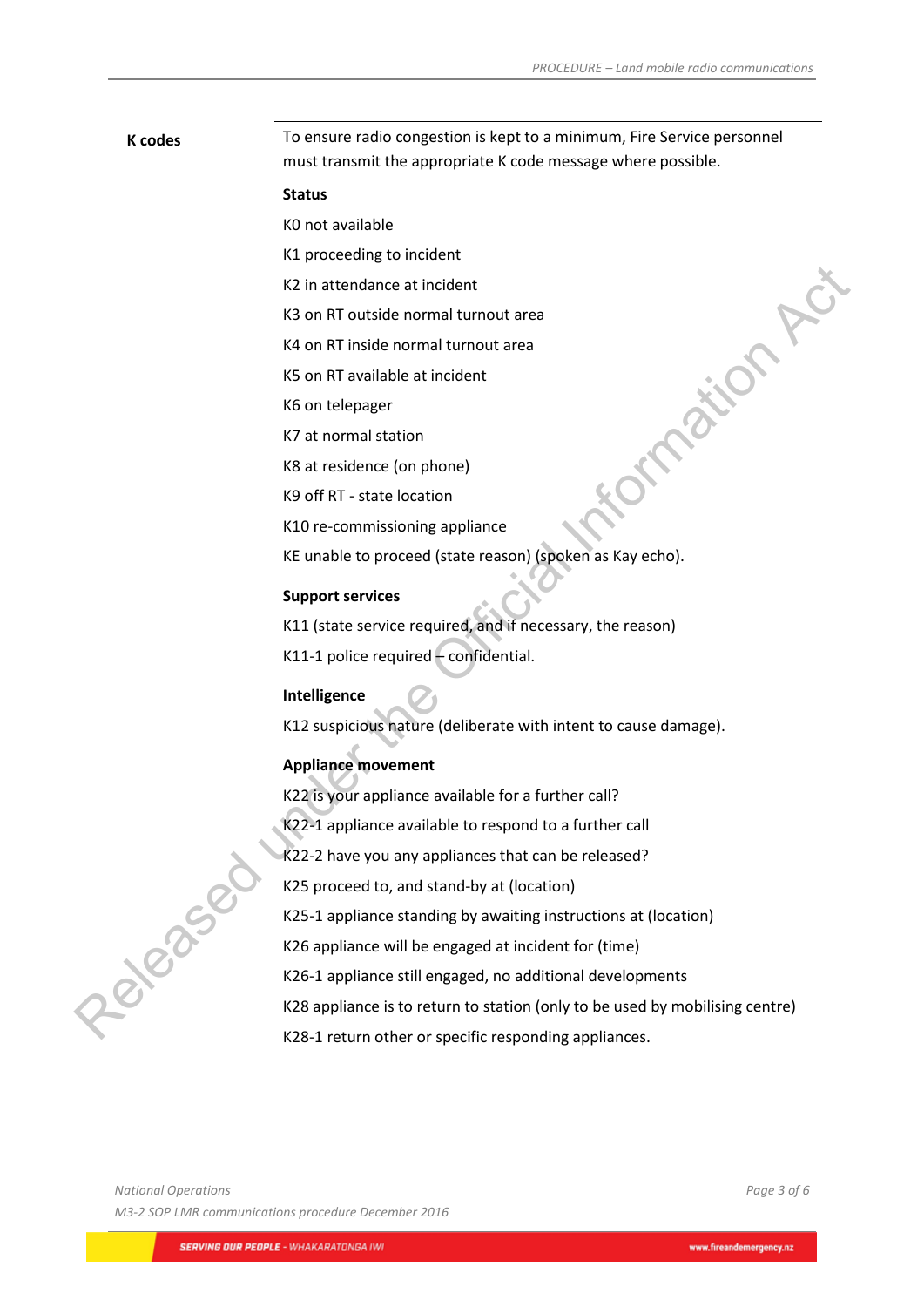## K codes

To ensure radio congestion is kept to a minimum, Fire Service personnel must transmit the appropriate K code message where possible.

**Status**

K0 not available

K1 proceeding to incident

K2 in attendance at incident

K3 on RT outside normal turnout area

K4 on RT inside normal turnout area

K5 on RT available at incident

K6 on telepager

K7 at normal station

K8 at residence (on phone)

K9 off RT - state location

K10 re-commissioning appliance

KE unable to proceed (state reason) (spoken as Kay echo).

**Support services**

K11 (state service required, and if necessary, the reason)

K11-1 police required – confidential.

**Intelligence**

K12 suspicious nature (deliberate with intent to cause damage).

**Appliance movement**

K22 is your appliance available for a further call?

K22-1 appliance available to respond to a further call

K22-2 have you any appliances that can be released?

K25 proceed to, and stand-by at (location)

K25-1 appliance standing by awaiting instructions at (location)

K26 appliance will be engaged at incident for (time)

K26-1 appliance still engaged, no additional developments

K28 appliance is to return to station (only to be used by mobilising centre)

K28-1 return other or specific responding appliances.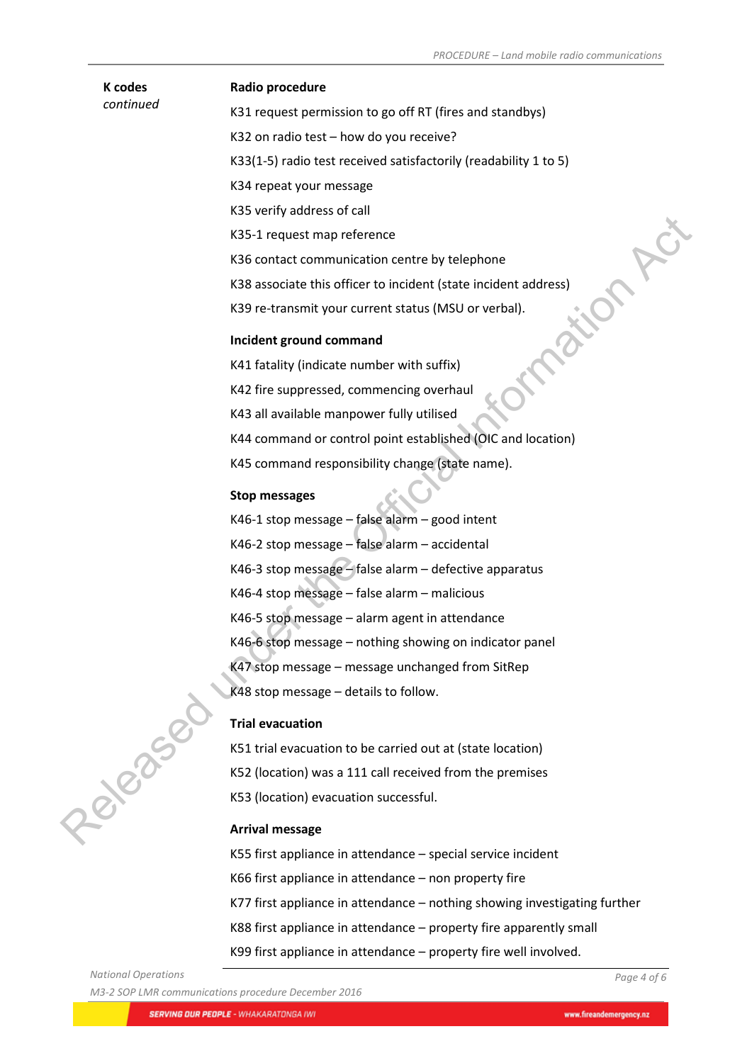**K codes**
*continued*

**Radio procedure**

K31 request permission to go off RT (fires and standbys)

K32 on radio test – how do you receive?

K33(1-5) radio test received satisfactorily (readability 1 to 5)

K34 repeat your message

K35 verify address of call

K35-1 request map reference

K36 contact communication centre by telephone

K38 associate this officer to incident (state incident address)

K39 re-transmit your current status (MSU or verbal).

**Incident ground command**

K41 fatality (indicate number with suffix)

K42 fire suppressed, commencing overhaul

K43 all available manpower fully utilised

K44 command or control point established (OIC and location)

K45 command responsibility change (state name).

**Stop messages**

K46-1 stop message – false alarm – good intent

K46-2 stop message – false alarm – accidental

K46-3 stop message – false alarm – defective apparatus

K46-4 stop message – false alarm – malicious

K46-5 stop message – alarm agent in attendance

K46-6 stop message – nothing showing on indicator panel

K47 stop message – message unchanged from SitRep

K48 stop message – details to follow.

**Trial evacuation**

K51 trial evacuation to be carried out at (state location)

K52 (location) was a 111 call received from the premises

K53 (location) evacuation successful.

**Arrival message**

K55 first appliance in attendance – special service incident

K66 first appliance in attendance – non property fire

K77 first appliance in attendance – nothing showing investigating further

K88 first appliance in attendance – property fire apparently small

K99 first appliance in attendance – property fire well involved.